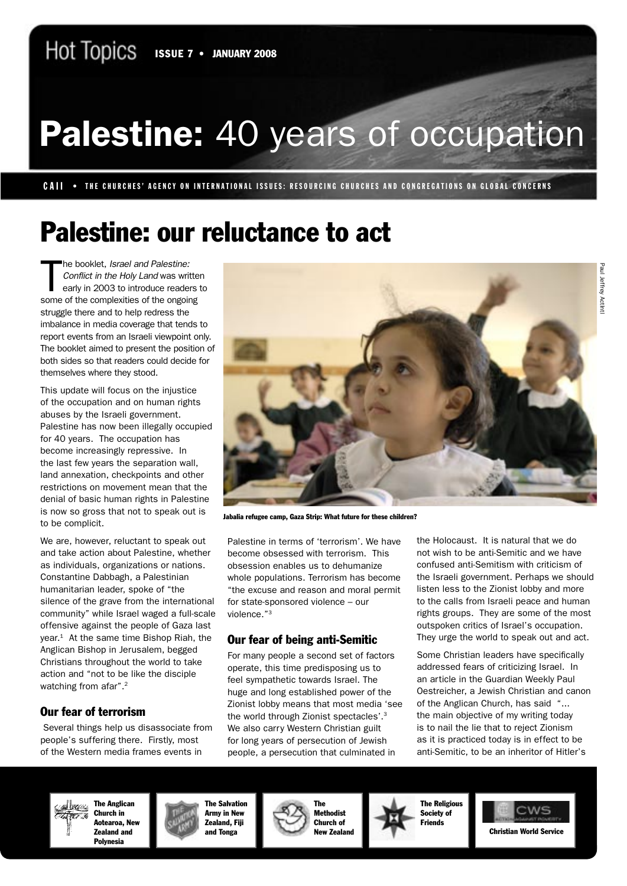Hot Topics **ISSUE 7 • JANUARY 2008**

# Palestine: 40 years of occupation

**CAII • THE CHURCHES' AGENCY ON INTERNATIONAL ISSUES: RESOURCING CHURCHES AND CONGREGATIONS ON GLOBAL CONCERNS**

## Palestine: our reluctance to act

The booklet, *Israel and Palestine: Conflict in the Holy Land* was written early in 2003 to introduce readers to some of the complexities of the ongoing struggle there and to help redress the imbalance in media coverage that tends to report events from an Israeli viewpoint only. The booklet aimed to present the position of both sides so that readers could decide for themselves where they stood.

This update will focus on the injustice of the occupation and on human rights abuses by the Israeli government. Palestine has now been illegally occupied for 40 years. The occupation has become increasingly repressive. In the last few years the separation wall, land annexation, checkpoints and other restrictions on movement mean that the denial of basic human rights in Palestine is now so gross that not to speak out is to be complicit.

Jabalia refugee camp, Gaza Strip: What future for these children?

Paul Jeffrey ActIntl

We are, however, reluctant to speak out and take action about Palestine, whether as individuals, organizations or nations. Constantine Dabbagh, a Palestinian humanitarian leader, spoke of "the silence of the grave from the international community" while Israel waged a full-scale offensive against the people of Gaza last year.[1] At the same time Bishop Riah, the Anglican Bishop in Jerusalem, begged Christians throughout the world to take action and "not to be like the disciple watching from afar".[2]

### Our fear of terrorism

Several things help us disassociate from people's suffering there. Firstly, most of the Western media frames events in Palestine in terms of 'terrorism'. We have become obsessed with terrorism. This obsession enables us to dehumanize whole populations. Terrorism has become "the excuse and reason and moral permit for state-sponsored violence – our violence."[3]

### Our fear of being anti-Semitic

For many people a second set of factors operate, this time predisposing us to feel sympathetic towards Israel. The huge and long established power of the Zionist lobby means that most media 'see the world through Zionist spectacles'.[3] We also carry Western Christian guilt for long years of persecution of Jewish people, a persecution that culminated in the Holocaust. It is natural that we do not wish to be anti-Semitic and we have confused anti-Semitism with criticism of the Israeli government. Perhaps we should listen less to the Zionist lobby and more to the calls from Israeli peace and human rights groups. They are some of the most outspoken critics of Israel's occupation. They urge the world to speak out and act.

Some Christian leaders have specifically addressed fears of criticizing Israel. In an article in the Guardian Weekly Paul Oestreicher, a Jewish Christian and canon of the Anglican Church, has said "... the main objective of my writing today is to nail the lie that to reject Zionism as it is practiced today is in effect to be anti-Semitic, to be an inheritor of Hitler's

The Anglican Church in Aotearoa, New Zealand and Polynesia | The Salvation Army in New Zealand, Fiji and Tonga | The Methodist Church of New Zealand | The Religious Society of Friends | Christian World Service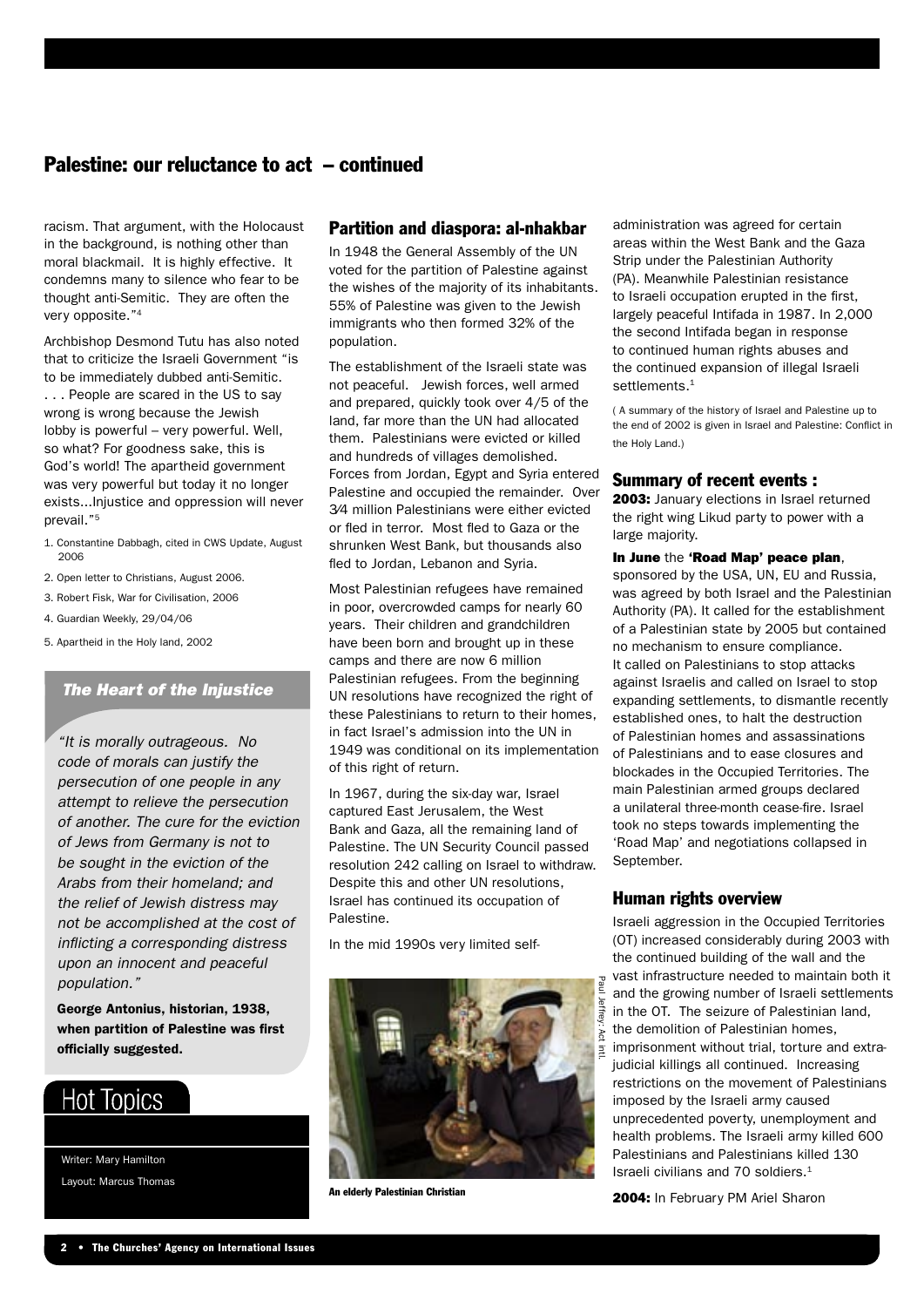## Palestine: our reluctance to act – continued

racism. That argument, with the Holocaust in the background, is nothing other than moral blackmail. It is highly effective. It condemns many to silence who fear to be thought anti-Semitic. They are often the very opposite."[4]

Archbishop Desmond Tutu has also noted that to criticize the Israeli Government "is to be immediately dubbed anti-Semitic. . . . People are scared in the US to say wrong is wrong because the Jewish lobby is powerful – very powerful. Well, so what? For goodness sake, this is God's world! The apartheid government was very powerful but today it no longer exists...Injustice and oppression will never prevail."[5]

1. Constantine Dabbagh, cited in CWS Update, August 2006
2. Open letter to Christians, August 2006.
3. Robert Fisk, War for Civilisation, 2006
4. Guardian Weekly, 29/04/06
5. Apartheid in the Holy land, 2002

### *The Heart of the Injustice*

*"It is morally outrageous. No code of morals can justify the persecution of one people in any attempt to relieve the persecution of another. The cure for the eviction of Jews from Germany is not to be sought in the eviction of the Arabs from their homeland; and the relief of Jewish distress may not be accomplished at the cost of inflicting a corresponding distress upon an innocent and peaceful population."*

**George Antonius, historian, 1938, when partition of Palestine was first officially suggested.**

Hot Topics

Writer: Mary Hamilton

Layout: Marcus Thomas

### Partition and diaspora: al-nhakbar

In 1948 the General Assembly of the UN voted for the partition of Palestine against the wishes of the majority of its inhabitants. 55% of Palestine was given to the Jewish immigrants who then formed 32% of the population.

The establishment of the Israeli state was not peaceful. Jewish forces, well armed and prepared, quickly took over 4/5 of the land, far more than the UN had allocated them. Palestinians were evicted or killed and hundreds of villages demolished. Forces from Jordan, Egypt and Syria entered Palestine and occupied the remainder. Over 3⁄4 million Palestinians were either evicted or fled in terror. Most fled to Gaza or the shrunken West Bank, but thousands also fled to Jordan, Lebanon and Syria.

Most Palestinian refugees have remained in poor, overcrowded camps for nearly 60 years. Their children and grandchildren have been born and brought up in these camps and there are now 6 million Palestinian refugees. From the beginning UN resolutions have recognized the right of these Palestinians to return to their homes, in fact Israel's admission into the UN in 1949 was conditional on its implementation of this right of return.

In 1967, during the six-day war, Israel captured East Jerusalem, the West Bank and Gaza, all the remaining land of Palestine. The UN Security Council passed resolution 242 calling on Israel to withdraw. Despite this and other UN resolutions, Israel has continued its occupation of Palestine.

In the mid 1990s very limited self-administration was agreed for certain areas within the West Bank and the Gaza Strip under the Palestinian Authority (PA). Meanwhile Palestinian resistance to Israeli occupation erupted in the first, largely peaceful Intifada in 1987. In 2,000 the second Intifada began in response to continued human rights abuses and the continued expansion of illegal Israeli settlements.[1]

Paul Jeffrey: Act intl.

**An elderly Palestinian Christian**

( A summary of the history of Israel and Palestine up to the end of 2002 is given in Israel and Palestine: Conflict in the Holy Land.)

### Summary of recent events :

**2003:** January elections in Israel returned the right wing Likud party to power with a large majority.

**In June** the **'Road Map' peace plan**, sponsored by the USA, UN, EU and Russia, was agreed by both Israel and the Palestinian Authority (PA). It called for the establishment of a Palestinian state by 2005 but contained no mechanism to ensure compliance. It called on Palestinians to stop attacks against Israelis and called on Israel to stop expanding settlements, to dismantle recently established ones, to halt the destruction of Palestinian homes and assassinations of Palestinians and to ease closures and blockades in the Occupied Territories. The main Palestinian armed groups declared a unilateral three-month cease-fire. Israel took no steps towards implementing the 'Road Map' and negotiations collapsed in September.

### Human rights overview

Israeli aggression in the Occupied Territories (OT) increased considerably during 2003 with the continued building of the wall and the vast infrastructure needed to maintain both it and the growing number of Israeli settlements in the OT. The seizure of Palestinian land, the demolition of Palestinian homes, imprisonment without trial, torture and extra-judicial killings all continued. Increasing restrictions on the movement of Palestinians imposed by the Israeli army caused unprecedented poverty, unemployment and health problems. The Israeli army killed 600 Palestinians and Palestinians killed 130 Israeli civilians and 70 soldiers.[1]

**2004:** In February PM Ariel Sharon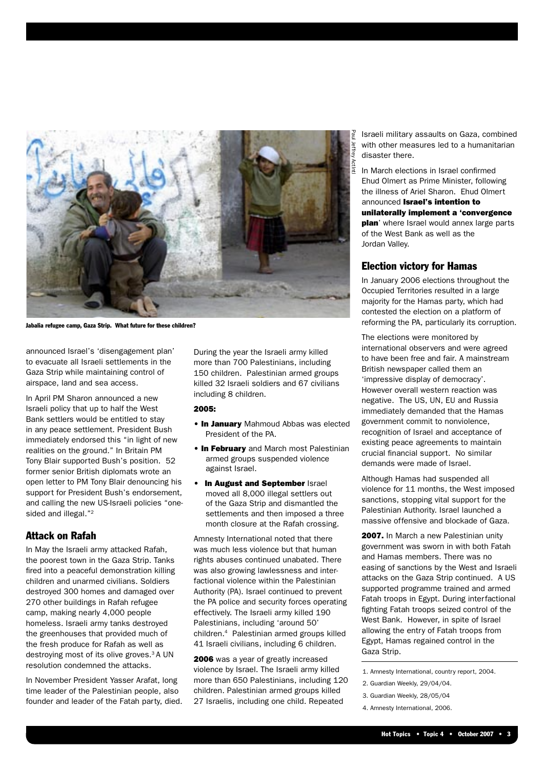Jabalia refugee camp, Gaza Strip. What future for these children?

announced Israel's 'disengagement plan' to evacuate all Israeli settlements in the Gaza Strip while maintaining control of airspace, land and sea access.

In April PM Sharon announced a new Israeli policy that up to half the West Bank settlers would be entitled to stay in any peace settlement. President Bush immediately endorsed this "in light of new realities on the ground." In Britain PM Tony Blair supported Bush's position. 52 former senior British diplomats wrote an open letter to PM Tony Blair denouncing his support for President Bush's endorsement, and calling the new US-Israeli policies "one-sided and illegal."[2]

## Attack on Rafah

In May the Israeli army attacked Rafah, the poorest town in the Gaza Strip. Tanks fired into a peaceful demonstration killing children and unarmed civilians. Soldiers destroyed 300 homes and damaged over 270 other buildings in Rafah refugee camp, making nearly 4,000 people homeless. Israeli army tanks destroyed the greenhouses that provided much of the fresh produce for Rafah as well as destroying most of its olive groves.[3] A UN resolution condemned the attacks.

In November President Yasser Arafat, long time leader of the Palestinian people, also founder and leader of the Fatah party, died.

During the year the Israeli army killed more than 700 Palestinians, including 150 children. Palestinian armed groups killed 32 Israeli soldiers and 67 civilians including 8 children.

**2005:**

- **In January** Mahmoud Abbas was elected President of the PA.
- **In February** and March most Palestinian armed groups suspended violence against Israel.
- **In August and September** Israel moved all 8,000 illegal settlers out of the Gaza Strip and dismantled the settlements and then imposed a three month closure at the Rafah crossing.

Amnesty International noted that there was much less violence but that human rights abuses continued unabated. There was also growing lawlessness and inter-factional violence within the Palestinian Authority (PA). Israel continued to prevent the PA police and security forces operating effectively. The Israeli army killed 190 Palestinians, including 'around 50' children.[4] Palestinian armed groups killed 41 Israeli civilians, including 6 children.

**2006** was a year of greatly increased violence by Israel. The Israeli army killed more than 650 Palestinians, including 120 children. Palestinian armed groups killed 27 Israelis, including one child. Repeated Israeli military assaults on Gaza, combined with other measures led to a humanitarian disaster there.

In March elections in Israel confirmed Ehud Olmert as Prime Minister, following the illness of Ariel Sharon. Ehud Olmert announced **Israel's intention to unilaterally implement a 'convergence plan**' where Israel would annex large parts of the West Bank as well as the Jordan Valley.

## Election victory for Hamas

In January 2006 elections throughout the Occupied Territories resulted in a large majority for the Hamas party, which had contested the election on a platform of reforming the PA, particularly its corruption.

The elections were monitored by international observers and were agreed to have been free and fair. A mainstream British newspaper called them an 'impressive display of democracy'. However overall western reaction was negative. The US, UN, EU and Russia immediately demanded that the Hamas government commit to nonviolence, recognition of Israel and acceptance of existing peace agreements to maintain crucial financial support. No similar demands were made of Israel.

Although Hamas had suspended all violence for 11 months, the West imposed sanctions, stopping vital support for the Palestinian Authority. Israel launched a massive offensive and blockade of Gaza.

**2007.** In March a new Palestinian unity government was sworn in with both Fatah and Hamas members. There was no easing of sanctions by the West and Israeli attacks on the Gaza Strip continued. A US supported programme trained and armed Fatah troops in Egypt. During interfactional fighting Fatah troops seized control of the West Bank. However, in spite of Israel allowing the entry of Fatah troops from Egypt, Hamas regained control in the Gaza Strip.

1. Amnesty International, country report, 2004.
2. Guardian Weekly, 29/04/04.
3. Guardian Weekly, 28/05/04
4. Amnesty International, 2006.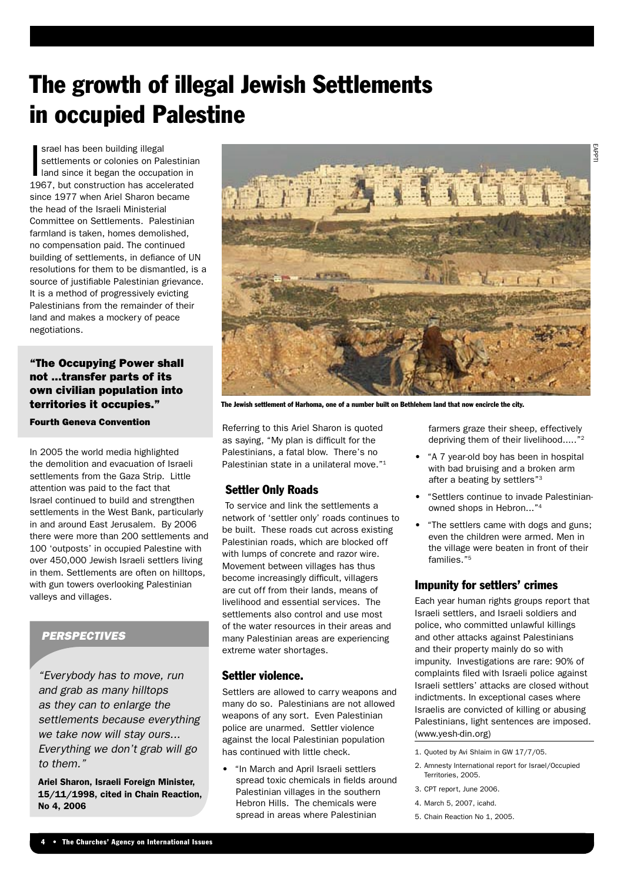# The growth of illegal Jewish Settlements in occupied Palestine

Israel has been building illegal settlements or colonies on Palestinian land since it began the occupation in 1967, but construction has accelerated since 1977 when Ariel Sharon became the head of the Israeli Ministerial Committee on Settlements. Palestinian farmland is taken, homes demolished, no compensation paid. The continued building of settlements, in defiance of UN resolutions for them to be dismantled, is a source of justifiable Palestinian grievance. It is a method of progressively evicting Palestinians from the remainder of their land and makes a mockery of peace negotiations.

> **"The Occupying Power shall not ...transfer parts of its own civilian population into territories it occupies."**
>
> **Fourth Geneva Convention**

In 2005 the world media highlighted the demolition and evacuation of Israeli settlements from the Gaza Strip. Little attention was paid to the fact that Israel continued to build and strengthen settlements in the West Bank, particularly in and around East Jerusalem. By 2006 there were more than 200 settlements and 100 'outposts' in occupied Palestine with over 450,000 Jewish Israeli settlers living in them. Settlements are often on hilltops, with gun towers overlooking Palestinian valleys and villages.

> ***PERSPECTIVES***
>
> *"Everybody has to move, run and grab as many hilltops as they can to enlarge the settlements because everything we take now will stay ours... Everything we don't grab will go to them."*
>
> **Ariel Sharon, Israeli Foreign Minister, 15/11/1998, cited in Chain Reaction, No 4, 2006**

EAPPI

**The Jewish settlement of Harhoma, one of a number built on Bethlehem land that now encircle the city.**

Referring to this Ariel Sharon is quoted as saying, "My plan is difficult for the Palestinians, a fatal blow. There's no Palestinian state in a unilateral move."[1]

## Settler Only Roads

To service and link the settlements a network of 'settler only' roads continues to be built. These roads cut across existing Palestinian roads, which are blocked off with lumps of concrete and razor wire. Movement between villages has thus become increasingly difficult, villagers are cut off from their lands, means of livelihood and essential services. The settlements also control and use most of the water resources in their areas and many Palestinian areas are experiencing extreme water shortages.

## Settler violence.

Settlers are allowed to carry weapons and many do so. Palestinians are not allowed weapons of any sort. Even Palestinian police are unarmed. Settler violence against the local Palestinian population has continued with little check.

- "In March and April Israeli settlers spread toxic chemicals in fields around Palestinian villages in the southern Hebron Hills. The chemicals were spread in areas where Palestinian farmers graze their sheep, effectively depriving them of their livelihood....."[2]
- "A 7 year-old boy has been in hospital with bad bruising and a broken arm after a beating by settlers"[3]
- "Settlers continue to invade Palestinian-owned shops in Hebron..."[4]
- "The settlers came with dogs and guns; even the children were armed. Men in the village were beaten in front of their families."[5]

## Impunity for settlers' crimes

Each year human rights groups report that Israeli settlers, and Israeli soldiers and police, who committed unlawful killings and other attacks against Palestinians and their property mainly do so with impunity. Investigations are rare: 90% of complaints filed with Israeli police against Israeli settlers' attacks are closed without indictments. In exceptional cases where Israelis are convicted of killing or abusing Palestinians, light sentences are imposed. (www.yesh-din.org)

1. Quoted by Avi Shlaim in GW 17/7/05.
2. Amnesty International report for Israel/Occupied Territories, 2005.
3. CPT report, June 2006.
4. March 5, 2007, icahd.
5. Chain Reaction No 1, 2005.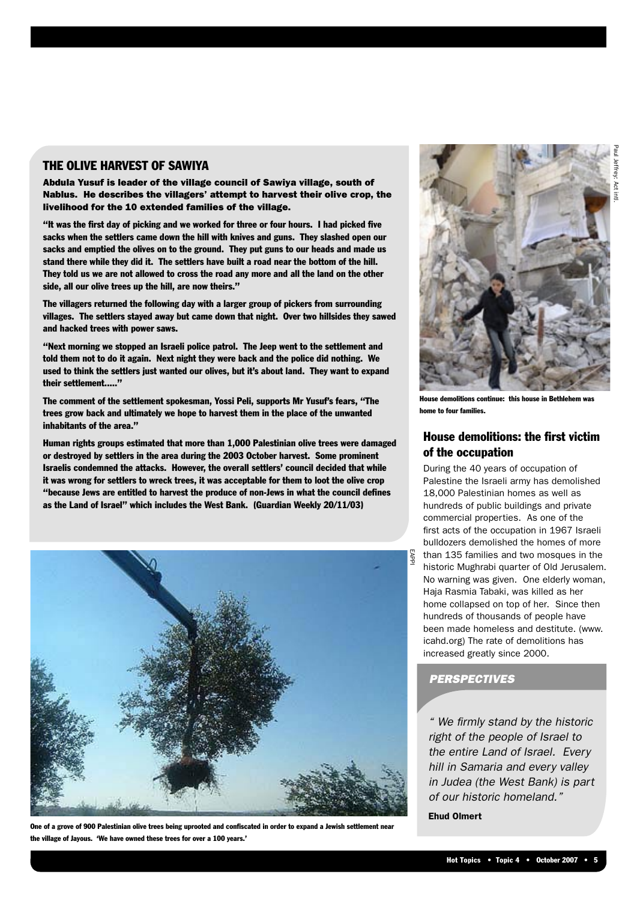## THE OLIVE HARVEST OF SAWIYA

**Abdula Yusuf is leader of the village council of Sawiya village, south of Nablus. He describes the villagers' attempt to harvest their olive crop, the livelihood for the 10 extended families of the village.**

**"It was the first day of picking and we worked for three or four hours. I had picked five sacks when the settlers came down the hill with knives and guns. They slashed open our sacks and emptied the olives on to the ground. They put guns to our heads and made us stand there while they did it. The settlers have built a road near the bottom of the hill. They told us we are not allowed to cross the road any more and all the land on the other side, all our olive trees up the hill, are now theirs."**

**The villagers returned the following day with a larger group of pickers from surrounding villages. The settlers stayed away but came down that night. Over two hillsides they sawed and hacked trees with power saws.**

**"Next morning we stopped an Israeli police patrol. The Jeep went to the settlement and told them not to do it again. Next night they were back and the police did nothing. We used to think the settlers just wanted our olives, but it's about land. They want to expand their settlement….."**

**The comment of the settlement spokesman, Yossi Peli, supports Mr Yusuf's fears, "The trees grow back and ultimately we hope to harvest them in the place of the unwanted inhabitants of the area."**

**Human rights groups estimated that more than 1,000 Palestinian olive trees were damaged or destroyed by settlers in the area during the 2003 October harvest. Some prominent Israelis condemned the attacks. However, the overall settlers' council decided that while it was wrong for settlers to wreck trees, it was acceptable for them to loot the olive crop "because Jews are entitled to harvest the produce of non-Jews in what the council defines as the Land of Israel" which includes the West Bank. (Guardian Weekly 20/11/03)**

EAPPI

**One of a grove of 900 Palestinian olive trees being uprooted and confiscated in order to expand a Jewish settlement near the village of Jayous. 'We have owned these trees for over a 100 years.'**

Paul Jeffrey: Act intl.

**House demolitions continue: this house in Bethlehem was home to four families.**

## House demolitions: the first victim of the occupation

During the 40 years of occupation of Palestine the Israeli army has demolished 18,000 Palestinian homes as well as hundreds of public buildings and private commercial properties. As one of the first acts of the occupation in 1967 Israeli bulldozers demolished the homes of more than 135 families and two mosques in the historic Mughrabi quarter of Old Jerusalem. No warning was given. One elderly woman, Haja Rasmia Tabaki, was killed as her home collapsed on top of her. Since then hundreds of thousands of people have been made homeless and destitute. (www.icahd.org) The rate of demolitions has increased greatly since 2000.

### *PERSPECTIVES*

*" We firmly stand by the historic right of the people of Israel to the entire Land of Israel. Every hill in Samaria and every valley in Judea (the West Bank) is part of our historic homeland."*

**Ehud Olmert**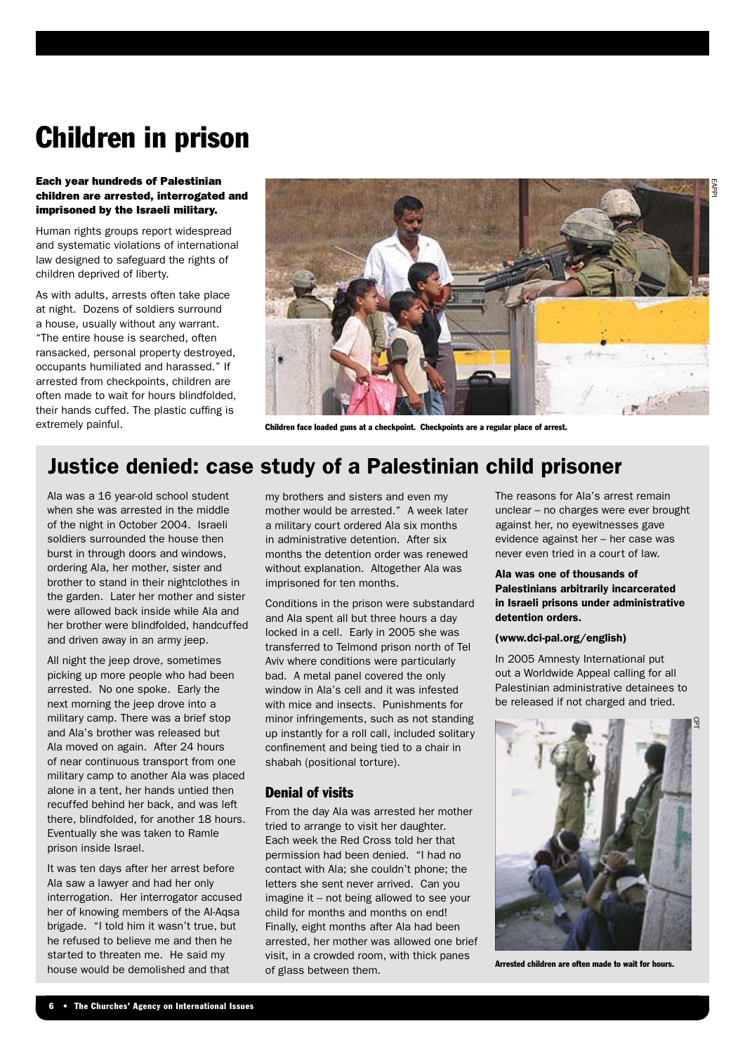# Children in prison

**Each year hundreds of Palestinian children are arrested, interrogated and imprisoned by the Israeli military.**

Human rights groups report widespread and systematic violations of international law designed to safeguard the rights of children deprived of liberty.

As with adults, arrests often take place at night. Dozens of soldiers surround a house, usually without any warrant. "The entire house is searched, often ransacked, personal property destroyed, occupants humiliated and harassed." If arrested from checkpoints, children are often made to wait for hours blindfolded, their hands cuffed. The plastic cuffing is extremely painful.

Children face loaded guns at a checkpoint. Checkpoints are a regular place of arrest.

## Justice denied: case study of a Palestinian child prisoner

Ala was a 16 year-old school student when she was arrested in the middle of the night in October 2004. Israeli soldiers surrounded the house then burst in through doors and windows, ordering Ala, her mother, sister and brother to stand in their nightclothes in the garden. Later her mother and sister were allowed back inside while Ala and her brother were blindfolded, handcuffed and driven away in an army jeep.

All night the jeep drove, sometimes picking up more people who had been arrested. No one spoke. Early the next morning the jeep drove into a military camp. There was a brief stop and Ala's brother was released but Ala moved on again. After 24 hours of near continuous transport from one military camp to another Ala was placed alone in a tent, her hands untied then recuffed behind her back, and was left there, blindfolded, for another 18 hours. Eventually she was taken to Ramle prison inside Israel.

It was ten days after her arrest before Ala saw a lawyer and had her only interrogation. Her interrogator accused her of knowing members of the Al-Aqsa brigade. "I told him it wasn't true, but he refused to believe me and then he started to threaten me. He said my house would be demolished and that my brothers and sisters and even my mother would be arrested." A week later a military court ordered Ala six months in administrative detention. After six months the detention order was renewed without explanation. Altogether Ala was imprisoned for ten months.

Conditions in the prison were substandard and Ala spent all but three hours a day locked in a cell. Early in 2005 she was transferred to Telmond prison north of Tel Aviv where conditions were particularly bad. A metal panel covered the only window in Ala's cell and it was infested with mice and insects. Punishments for minor infringements, such as not standing up instantly for a roll call, included solitary confinement and being tied to a chair in shabah (positional torture).

### Denial of visits

From the day Ala was arrested her mother tried to arrange to visit her daughter. Each week the Red Cross told her that permission had been denied. "I had no contact with Ala; she couldn't phone; the letters she sent never arrived. Can you imagine it – not being allowed to see your child for months and months on end! Finally, eight months after Ala had been arrested, her mother was allowed one brief visit, in a crowded room, with thick panes of glass between them.

The reasons for Ala's arrest remain unclear – no charges were ever brought against her, no eyewitnesses gave evidence against her – her case was never even tried in a court of law.

**Ala was one of thousands of Palestinians arbitrarily incarcerated in Israeli prisons under administrative detention orders.**

**(www.dci-pal.org/english)**

In 2005 Amnesty International put out a Worldwide Appeal calling for all Palestinian administrative detainees to be released if not charged and tried.

Arrested children are often made to wait for hours.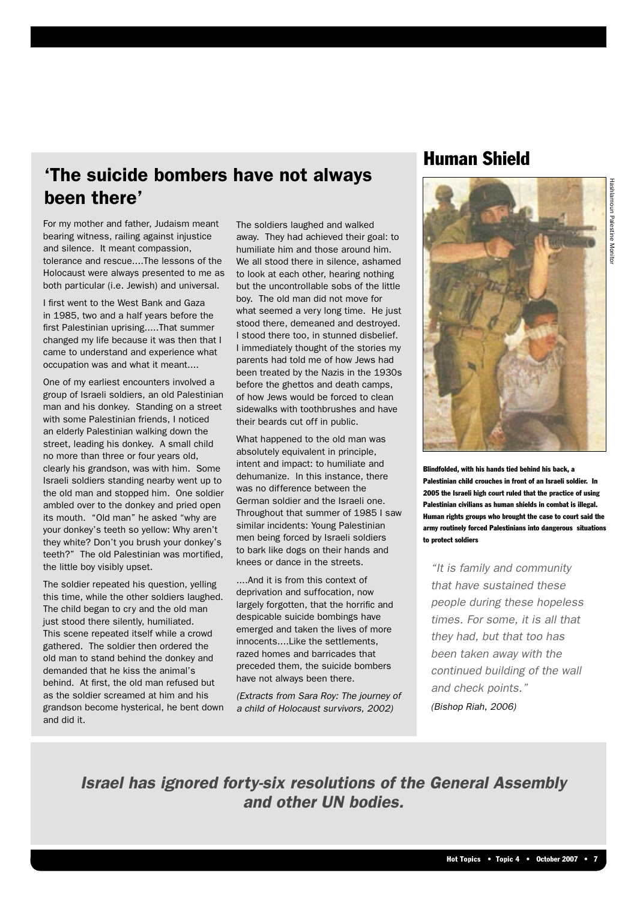## 'The suicide bombers have not always been there'

For my mother and father, Judaism meant bearing witness, railing against injustice and silence. It meant compassion, tolerance and rescue....The lessons of the Holocaust were always presented to me as both particular (i.e. Jewish) and universal.

I first went to the West Bank and Gaza in 1985, two and a half years before the first Palestinian uprising.....That summer changed my life because it was then that I came to understand and experience what occupation was and what it meant....

One of my earliest encounters involved a group of Israeli soldiers, an old Palestinian man and his donkey. Standing on a street with some Palestinian friends, I noticed an elderly Palestinian walking down the street, leading his donkey. A small child no more than three or four years old, clearly his grandson, was with him. Some Israeli soldiers standing nearby went up to the old man and stopped him. One soldier ambled over to the donkey and pried open its mouth. "Old man" he asked "why are your donkey's teeth so yellow: Why aren't they white? Don't you brush your donkey's teeth?" The old Palestinian was mortified, the little boy visibly upset.

The soldier repeated his question, yelling this time, while the other soldiers laughed. The child began to cry and the old man just stood there silently, humiliated. This scene repeated itself while a crowd gathered. The soldier then ordered the old man to stand behind the donkey and demanded that he kiss the animal's behind. At first, the old man refused but as the soldier screamed at him and his grandson become hysterical, he bent down and did it.

The soldiers laughed and walked away. They had achieved their goal: to humiliate him and those around him. We all stood there in silence, ashamed to look at each other, hearing nothing but the uncontrollable sobs of the little boy. The old man did not move for what seemed a very long time. He just stood there, demeaned and destroyed. I stood there too, in stunned disbelief. I immediately thought of the stories my parents had told me of how Jews had been treated by the Nazis in the 1930s before the ghettos and death camps, of how Jews would be forced to clean sidewalks with toothbrushes and have their beards cut off in public.

What happened to the old man was absolutely equivalent in principle, intent and impact: to humiliate and dehumanize. In this instance, there was no difference between the German soldier and the Israeli one. Throughout that summer of 1985 I saw similar incidents: Young Palestinian men being forced by Israeli soldiers to bark like dogs on their hands and knees or dance in the streets.

....And it is from this context of deprivation and suffocation, now largely forgotten, that the horrific and despicable suicide bombings have emerged and taken the lives of more innocents....Like the settlements, razed homes and barricades that preceded them, the suicide bombers have not always been there.

*(Extracts from Sara Roy: The journey of a child of Holocaust survivors, 2002)*

## Human Shield

Hashlamoun Palestine Monitor

**Blindfolded, with his hands tied behind his back, a Palestinian child crouches in front of an Israeli soldier. In 2005 the Israeli high court ruled that the practice of using Palestinian civilians as human shields in combat is illegal. Human rights groups who brought the case to court said the army routinely forced Palestinians into dangerous situations to protect soldiers**

*"It is family and community that have sustained these people during these hopeless times. For some, it is all that they had, but that too has been taken away with the continued building of the wall and check points."*

*(Bishop Riah, 2006)*

***Israel has ignored forty-six resolutions of the General Assembly and other UN bodies.***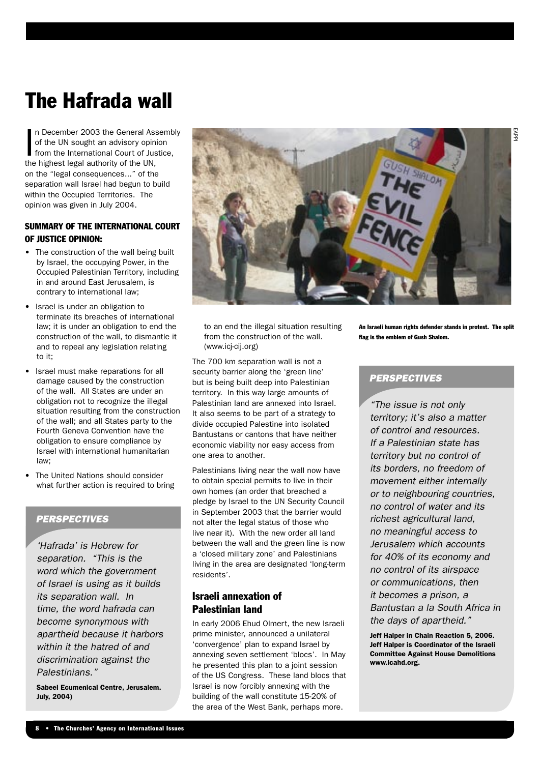# The Hafrada wall

In December 2003 the General Assembly of the UN sought an advisory opinion from the International Court of Justice, the highest legal authority of the UN, on the "legal consequences..." of the separation wall Israel had begun to build within the Occupied Territories. The opinion was given in July 2004.

### SUMMARY OF THE INTERNATIONAL COURT OF JUSTICE OPINION:

- The construction of the wall being built by Israel, the occupying Power, in the Occupied Palestinian Territory, including in and around East Jerusalem, is contrary to international law;
- Israel is under an obligation to terminate its breaches of international law; it is under an obligation to end the construction of the wall, to dismantle it and to repeal any legislation relating to it;
- Israel must make reparations for all damage caused by the construction of the wall. All States are under an obligation not to recognize the illegal situation resulting from the construction of the wall; and all States party to the Fourth Geneva Convention have the obligation to ensure compliance by Israel with international humanitarian law;
- The United Nations should consider what further action is required to bring to an end the illegal situation resulting from the construction of the wall. (www.icj-cij.org)

The 700 km separation wall is not a security barrier along the 'green line' but is being built deep into Palestinian territory. In this way large amounts of Palestinian land are annexed into Israel. It also seems to be part of a strategy to divide occupied Palestine into isolated Bantustans or cantons that have neither economic viability nor easy access from one area to another.

Palestinians living near the wall now have to obtain special permits to live in their own homes (an order that breached a pledge by Israel to the UN Security Council in September 2003 that the barrier would not alter the legal status of those who live near it). With the new order all land between the wall and the green line is now a 'closed military zone' and Palestinians living in the area are designated 'long-term residents'.

## Israeli annexation of Palestinian land

In early 2006 Ehud Olmert, the new Israeli prime minister, announced a unilateral 'convergence' plan to expand Israel by annexing seven settlement 'blocs'. In May he presented this plan to a joint session of the US Congress. These land blocs that Israel is now forcibly annexing with the building of the wall constitute 15-20% of the area of the West Bank, perhaps more.

**An Israeli human rights defender stands in protest. The split flag is the emblem of Gush Shalom.**

EAPPI

### *PERSPECTIVES*

*'Hafrada' is Hebrew for separation. "This is the word which the government of Israel is using as it builds its separation wall. In time, the word hafrada can become synonymous with apartheid because it harbors within it the hatred of and discrimination against the Palestinians."*

**Sabeel Ecumenical Centre, Jerusalem. July, 2004)**

### *PERSPECTIVES*

*"The issue is not only territory; it's also a matter of control and resources. If a Palestinian state has territory but no control of its borders, no freedom of movement either internally or to neighbouring countries, no control of water and its richest agricultural land, no meaningful access to Jerusalem which accounts for 40% of its economy and no control of its airspace or communications, then it becomes a prison, a Bantustan a la South Africa in the days of apartheid."*

**Jeff Halper in Chain Reaction 5, 2006. Jeff Halper is Coordinator of the Israeli Committee Against House Demolitions www.icahd.org.**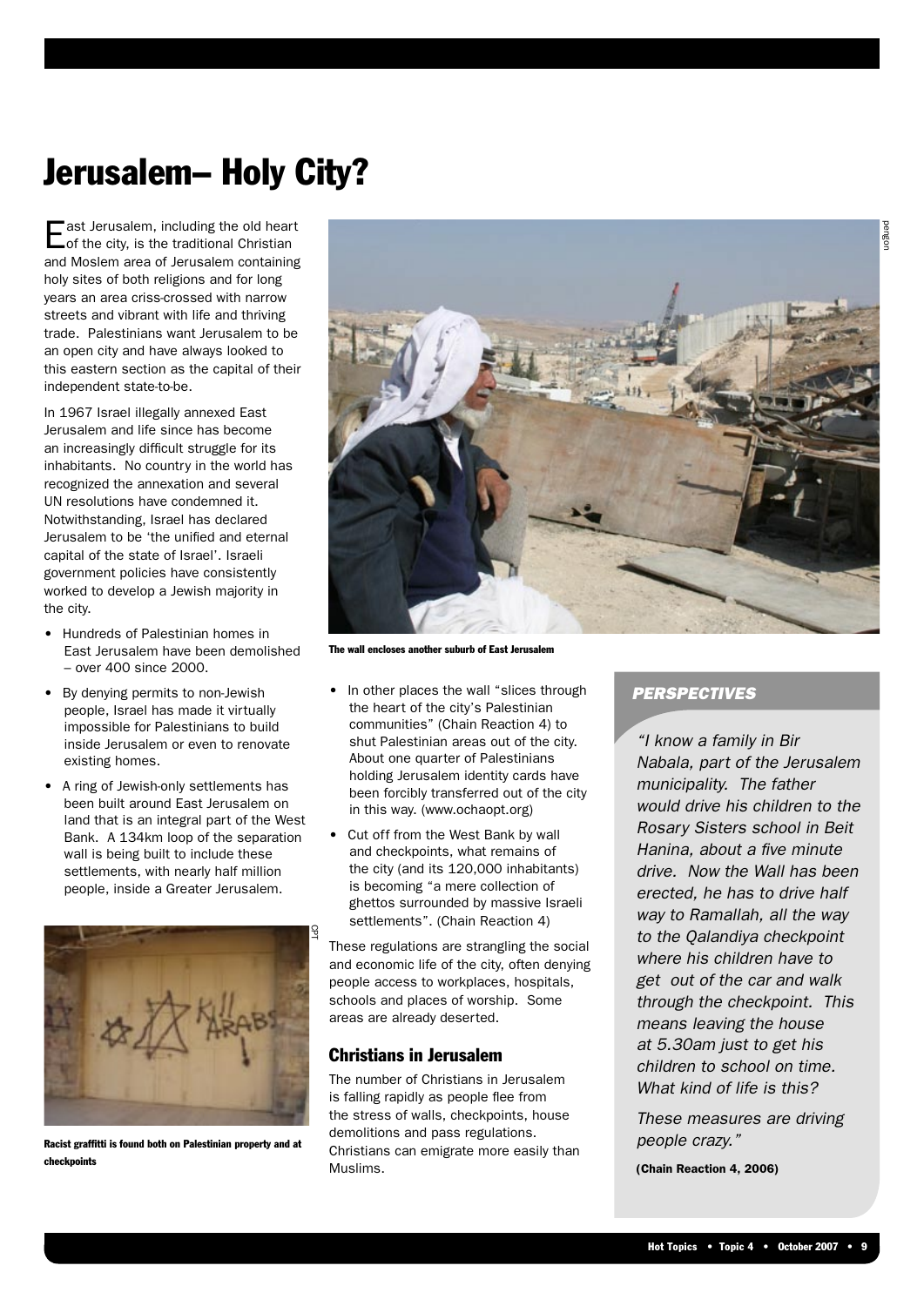# Jerusalem– Holy City?

East Jerusalem, including the old heart of the city, is the traditional Christian and Moslem area of Jerusalem containing holy sites of both religions and for long years an area criss-crossed with narrow streets and vibrant with life and thriving trade. Palestinians want Jerusalem to be an open city and have always looked to this eastern section as the capital of their independent state-to-be.

In 1967 Israel illegally annexed East Jerusalem and life since has become an increasingly difficult struggle for its inhabitants. No country in the world has recognized the annexation and several UN resolutions have condemned it. Notwithstanding, Israel has declared Jerusalem to be 'the unified and eternal capital of the state of Israel'. Israeli government policies have consistently worked to develop a Jewish majority in the city.

- Hundreds of Palestinian homes in East Jerusalem have been demolished – over 400 since 2000.
- By denying permits to non-Jewish people, Israel has made it virtually impossible for Palestinians to build inside Jerusalem or even to renovate existing homes.
- A ring of Jewish-only settlements has been built around East Jerusalem on land that is an integral part of the West Bank. A 134km loop of the separation wall is being built to include these settlements, with nearly half million people, inside a Greater Jerusalem.

Racist graffitti is found both on Palestinian property and at checkpoints

The wall encloses another suburb of East Jerusalem

- In other places the wall "slices through the heart of the city's Palestinian communities" (Chain Reaction 4) to shut Palestinian areas out of the city. About one quarter of Palestinians holding Jerusalem identity cards have been forcibly transferred out of the city in this way. (www.ochaopt.org)
- Cut off from the West Bank by wall and checkpoints, what remains of the city (and its 120,000 inhabitants) is becoming "a mere collection of ghettos surrounded by massive Israeli settlements". (Chain Reaction 4)

These regulations are strangling the social and economic life of the city, often denying people access to workplaces, hospitals, schools and places of worship. Some areas are already deserted.

## Christians in Jerusalem

The number of Christians in Jerusalem is falling rapidly as people flee from the stress of walls, checkpoints, house demolitions and pass regulations. Christians can emigrate more easily than Muslims.

### *PERSPECTIVES*

*"I know a family in Bir Nabala, part of the Jerusalem municipality. The father would drive his children to the Rosary Sisters school in Beit Hanina, about a five minute drive. Now the Wall has been erected, he has to drive half way to Ramallah, all the way to the Qalandiya checkpoint where his children have to get out of the car and walk through the checkpoint. This means leaving the house at 5.30am just to get his children to school on time. What kind of life is this?*

*These measures are driving people crazy."*

**(Chain Reaction 4, 2006)**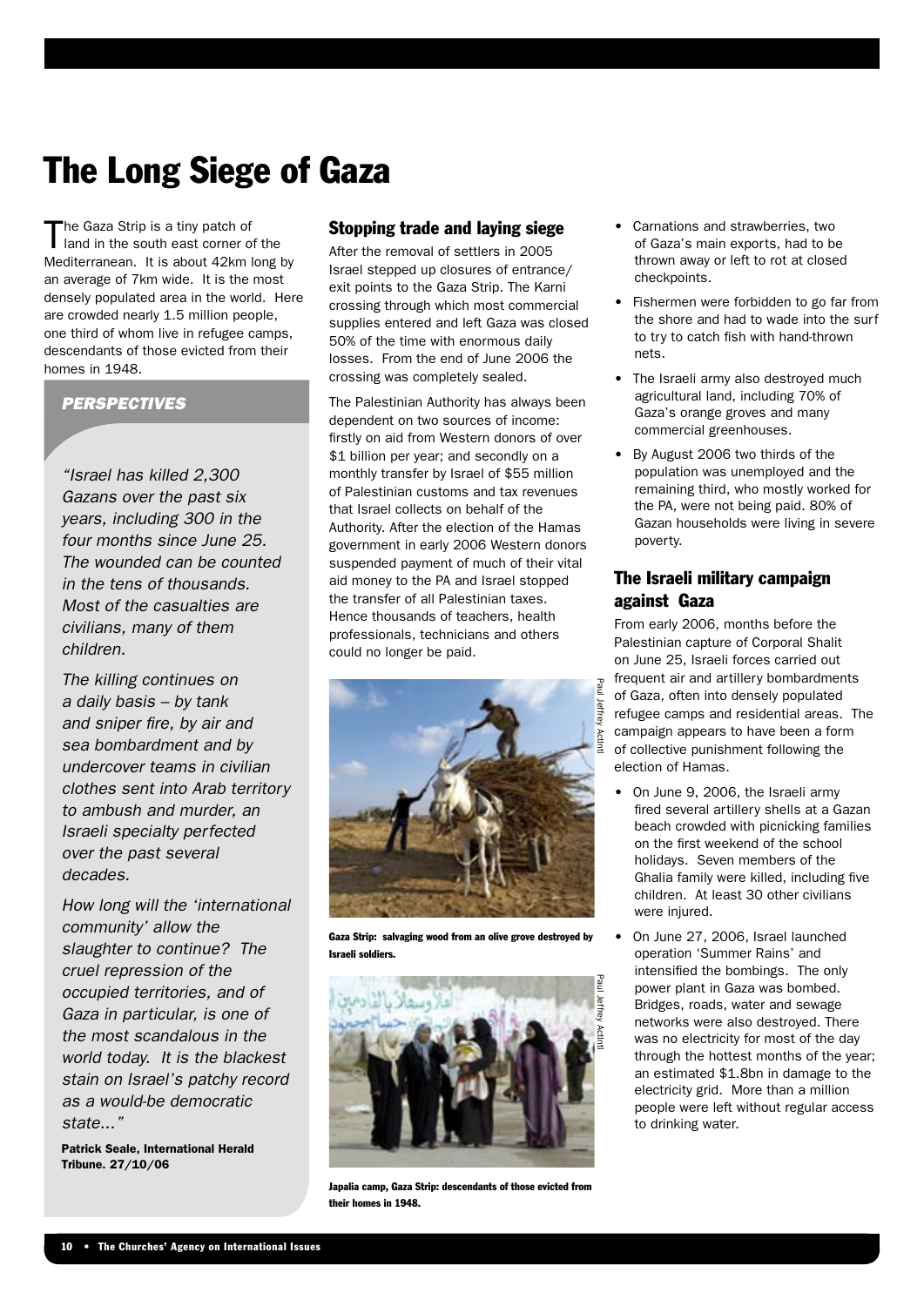# The Long Siege of Gaza

The Gaza Strip is a tiny patch of land in the south east corner of the Mediterranean. It is about 42km long by an average of 7km wide. It is the most densely populated area in the world. Here are crowded nearly 1.5 million people, one third of whom live in refugee camps, descendants of those evicted from their homes in 1948.

### *PERSPECTIVES*

*"Israel has killed 2,300 Gazans over the past six years, including 300 in the four months since June 25. The wounded can be counted in the tens of thousands. Most of the casualties are civilians, many of them children.*

*The killing continues on a daily basis – by tank and sniper fire, by air and sea bombardment and by undercover teams in civilian clothes sent into Arab territory to ambush and murder, an Israeli specialty perfected over the past several decades.*

*How long will the 'international community' allow the slaughter to continue? The cruel repression of the occupied territories, and of Gaza in particular, is one of the most scandalous in the world today. It is the blackest stain on Israel's patchy record as a would-be democratic state..."*

**Patrick Seale, International Herald Tribune. 27/10/06**

## Stopping trade and laying siege

After the removal of settlers in 2005 Israel stepped up closures of entrance/exit points to the Gaza Strip. The Karni crossing through which most commercial supplies entered and left Gaza was closed 50% of the time with enormous daily losses. From the end of June 2006 the crossing was completely sealed.

The Palestinian Authority has always been dependent on two sources of income: firstly on aid from Western donors of over $1 billion per year; and secondly on a monthly transfer by Israel of $55 million of Palestinian customs and tax revenues that Israel collects on behalf of the Authority. After the election of the Hamas government in early 2006 Western donors suspended payment of much of their vital aid money to the PA and Israel stopped the transfer of all Palestinian taxes. Hence thousands of teachers, health professionals, technicians and others could no longer be paid.

Paul Jeffrey ActIntl

**Gaza Strip: salvaging wood from an olive grove destroyed by Israeli soldiers.**

Paul Jeffrey ActIntl

**Japalia camp, Gaza Strip: descendants of those evicted from their homes in 1948.**

- Carnations and strawberries, two of Gaza's main exports, had to be thrown away or left to rot at closed checkpoints.
- Fishermen were forbidden to go far from the shore and had to wade into the surf to try to catch fish with hand-thrown nets.
- The Israeli army also destroyed much agricultural land, including 70% of Gaza's orange groves and many commercial greenhouses.
- By August 2006 two thirds of the population was unemployed and the remaining third, who mostly worked for the PA, were not being paid. 80% of Gazan households were living in severe poverty.

## The Israeli military campaign against Gaza

From early 2006, months before the Palestinian capture of Corporal Shalit on June 25, Israeli forces carried out frequent air and artillery bombardments of Gaza, often into densely populated refugee camps and residential areas. The campaign appears to have been a form of collective punishment following the election of Hamas.

- On June 9, 2006, the Israeli army fired several artillery shells at a Gazan beach crowded with picnicking families on the first weekend of the school holidays. Seven members of the Ghalia family were killed, including five children. At least 30 other civilians were injured.
- On June 27, 2006, Israel launched operation 'Summer Rains' and intensified the bombings. The only power plant in Gaza was bombed. Bridges, roads, water and sewage networks were also destroyed. There was no electricity for most of the day through the hottest months of the year; an estimated $1.8bn in damage to the electricity grid. More than a million people were left without regular access to drinking water.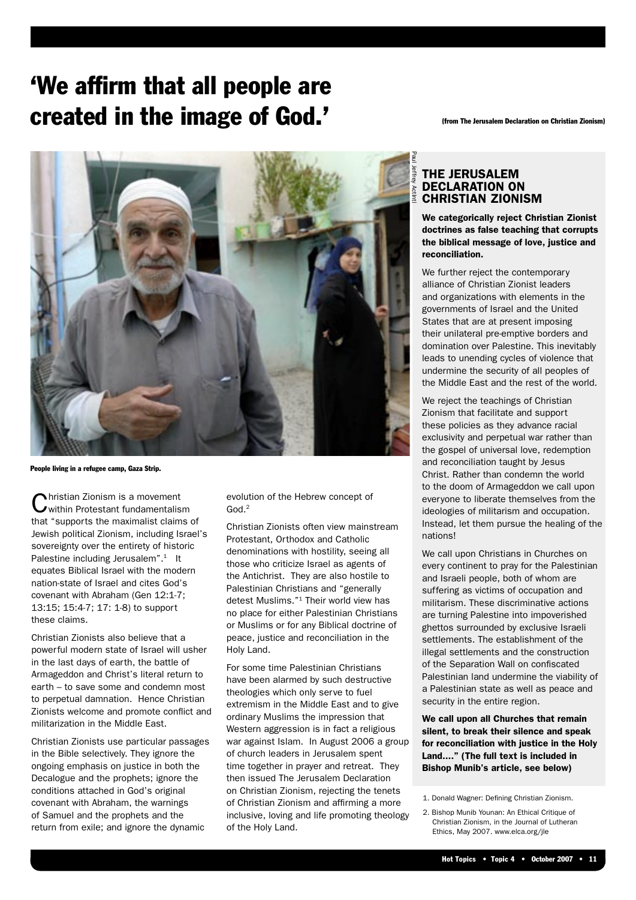# 'We affirm that all people are created in the image of God.'

(from The Jerusalem Declaration on Christian Zionism)

Paul Jeffrey ActIntl

People living in a refugee camp, Gaza Strip.

Christian Zionism is a movement within Protestant fundamentalism that "supports the maximalist claims of Jewish political Zionism, including Israel's sovereignty over the entirety of historic Palestine including Jerusalem".[1] It equates Biblical Israel with the modern nation-state of Israel and cites God's covenant with Abraham (Gen 12:1-7; 13:15; 15:4-7; 17: 1-8) to support these claims.

Christian Zionists also believe that a powerful modern state of Israel will usher in the last days of earth, the battle of Armageddon and Christ's literal return to earth – to save some and condemn most to perpetual damnation. Hence Christian Zionists welcome and promote conflict and militarization in the Middle East.

Christian Zionists use particular passages in the Bible selectively. They ignore the ongoing emphasis on justice in both the Decalogue and the prophets; ignore the conditions attached in God's original covenant with Abraham, the warnings of Samuel and the prophets and the return from exile; and ignore the dynamic evolution of the Hebrew concept of God.[2]

Christian Zionists often view mainstream Protestant, Orthodox and Catholic denominations with hostility, seeing all those who criticize Israel as agents of the Antichrist. They are also hostile to Palestinian Christians and "generally detest Muslims."[1] Their world view has no place for either Palestinian Christians or Muslims or for any Biblical doctrine of peace, justice and reconciliation in the Holy Land.

For some time Palestinian Christians have been alarmed by such destructive theologies which only serve to fuel extremism in the Middle East and to give ordinary Muslims the impression that Western aggression is in fact a religious war against Islam. In August 2006 a group of church leaders in Jerusalem spent time together in prayer and retreat. They then issued The Jerusalem Declaration on Christian Zionism, rejecting the tenets of Christian Zionism and affirming a more inclusive, loving and life promoting theology of the Holy Land.

## THE JERUSALEM DECLARATION ON CHRISTIAN ZIONISM

**We categorically reject Christian Zionist doctrines as false teaching that corrupts the biblical message of love, justice and reconciliation.**

We further reject the contemporary alliance of Christian Zionist leaders and organizations with elements in the governments of Israel and the United States that are at present imposing their unilateral pre-emptive borders and domination over Palestine. This inevitably leads to unending cycles of violence that undermine the security of all peoples of the Middle East and the rest of the world.

We reject the teachings of Christian Zionism that facilitate and support these policies as they advance racial exclusivity and perpetual war rather than the gospel of universal love, redemption and reconciliation taught by Jesus Christ. Rather than condemn the world to the doom of Armageddon we call upon everyone to liberate themselves from the ideologies of militarism and occupation. Instead, let them pursue the healing of the nations!

We call upon Christians in Churches on every continent to pray for the Palestinian and Israeli people, both of whom are suffering as victims of occupation and militarism. These discriminative actions are turning Palestine into impoverished ghettos surrounded by exclusive Israeli settlements. The establishment of the illegal settlements and the construction of the Separation Wall on confiscated Palestinian land undermine the viability of a Palestinian state as well as peace and security in the entire region.

**We call upon all Churches that remain silent, to break their silence and speak for reconciliation with justice in the Holy Land...." (The full text is included in Bishop Munib's article, see below)**

1. Donald Wagner: Defining Christian Zionism.
2. Bishop Munib Younan: An Ethical Critique of Christian Zionism, in the Journal of Lutheran Ethics, May 2007. www.elca.org/jle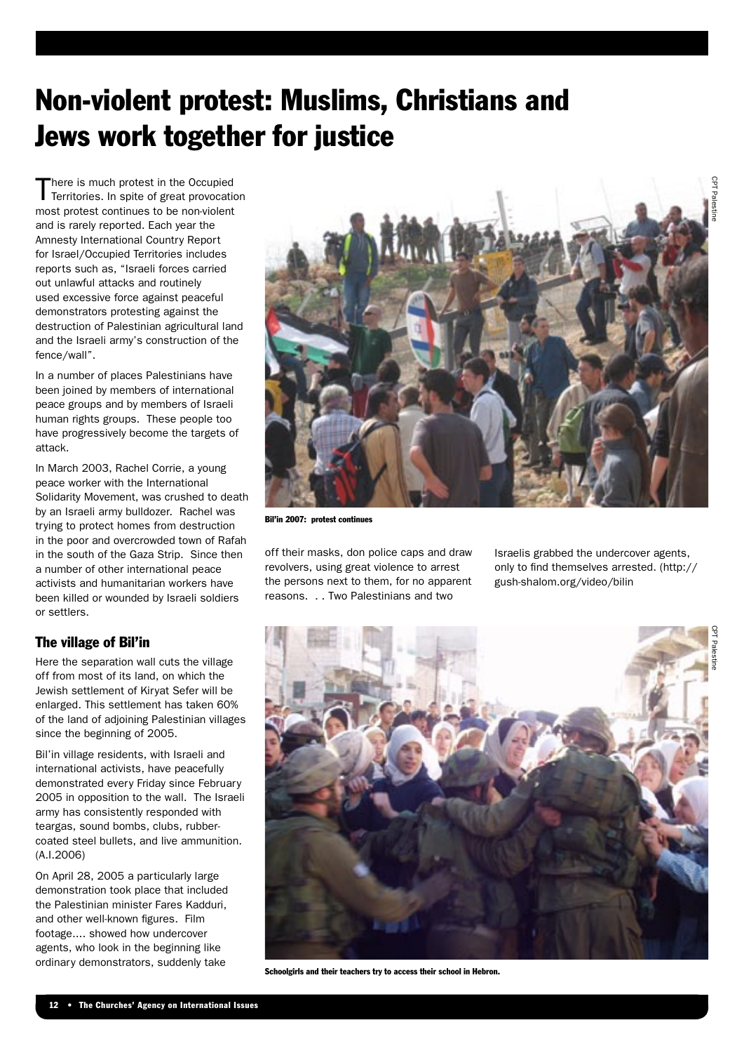# Non-violent protest: Muslims, Christians and Jews work together for justice

There is much protest in the Occupied Territories. In spite of great provocation most protest continues to be non-violent and is rarely reported. Each year the Amnesty International Country Report for Israel/Occupied Territories includes reports such as, "Israeli forces carried out unlawful attacks and routinely used excessive force against peaceful demonstrators protesting against the destruction of Palestinian agricultural land and the Israeli army's construction of the fence/wall".

In a number of places Palestinians have been joined by members of international peace groups and by members of Israeli human rights groups. These people too have progressively become the targets of attack.

In March 2003, Rachel Corrie, a young peace worker with the International Solidarity Movement, was crushed to death by an Israeli army bulldozer. Rachel was trying to protect homes from destruction in the poor and overcrowded town of Rafah in the south of the Gaza Strip. Since then a number of other international peace activists and humanitarian workers have been killed or wounded by Israeli soldiers or settlers.

## The village of Bil'in

Here the separation wall cuts the village off from most of its land, on which the Jewish settlement of Kiryat Sefer will be enlarged. This settlement has taken 60% of the land of adjoining Palestinian villages since the beginning of 2005.

Bil'in village residents, with Israeli and international activists, have peacefully demonstrated every Friday since February 2005 in opposition to the wall. The Israeli army has consistently responded with teargas, sound bombs, clubs, rubber-coated steel bullets, and live ammunition. (A.I.2006)

On April 28, 2005 a particularly large demonstration took place that included the Palestinian minister Fares Kadduri, and other well-known figures. Film footage.... showed how undercover agents, who look in the beginning like ordinary demonstrators, suddenly take off their masks, don police caps and draw revolvers, using great violence to arrest the persons next to them, for no apparent reasons. . . Two Palestinians and two Israelis grabbed the undercover agents, only to find themselves arrested. (http://gush-shalom.org/video/bilin

CPT Palestine

**Bil'in 2007: protest continues**

CPT Palestine

**Schoolgirls and their teachers try to access their school in Hebron.**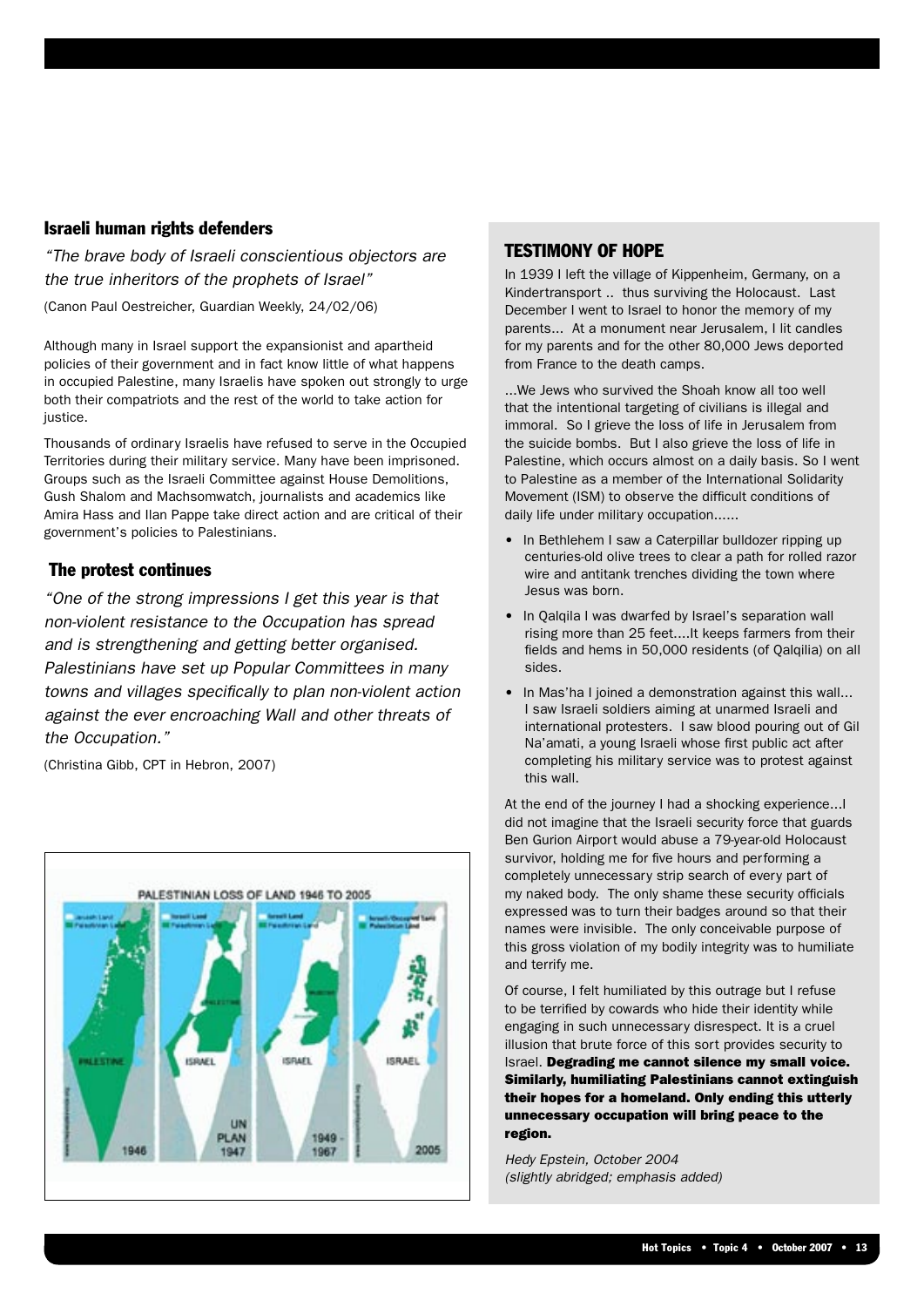## Israeli human rights defenders

*"The brave body of Israeli conscientious objectors are the true inheritors of the prophets of Israel"*

(Canon Paul Oestreicher, Guardian Weekly, 24/02/06)

Although many in Israel support the expansionist and apartheid policies of their government and in fact know little of what happens in occupied Palestine, many Israelis have spoken out strongly to urge both their compatriots and the rest of the world to take action for justice.

Thousands of ordinary Israelis have refused to serve in the Occupied Territories during their military service. Many have been imprisoned. Groups such as the Israeli Committee against House Demolitions, Gush Shalom and Machsomwatch, journalists and academics like Amira Hass and Ilan Pappe take direct action and are critical of their government's policies to Palestinians.

## The protest continues

*"One of the strong impressions I get this year is that non-violent resistance to the Occupation has spread and is strengthening and getting better organised. Palestinians have set up Popular Committees in many towns and villages specifically to plan non-violent action against the ever encroaching Wall and other threats of the Occupation."*

(Christina Gibb, CPT in Hebron, 2007)

## TESTIMONY OF HOPE

In 1939 I left the village of Kippenheim, Germany, on a Kindertransport .. thus surviving the Holocaust. Last December I went to Israel to honor the memory of my parents... At a monument near Jerusalem, I lit candles for my parents and for the other 80,000 Jews deported from France to the death camps.

...We Jews who survived the Shoah know all too well that the intentional targeting of civilians is illegal and immoral. So I grieve the loss of life in Jerusalem from the suicide bombs. But I also grieve the loss of life in Palestine, which occurs almost on a daily basis. So I went to Palestine as a member of the International Solidarity Movement (ISM) to observe the difficult conditions of daily life under military occupation......

- In Bethlehem I saw a Caterpillar bulldozer ripping up centuries-old olive trees to clear a path for rolled razor wire and antitank trenches dividing the town where Jesus was born.
- In Qalqila I was dwarfed by Israel's separation wall rising more than 25 feet....It keeps farmers from their fields and hems in 50,000 residents (of Qalqilia) on all sides.
- In Mas'ha I joined a demonstration against this wall... I saw Israeli soldiers aiming at unarmed Israeli and international protesters. I saw blood pouring out of Gil Na'amati, a young Israeli whose first public act after completing his military service was to protest against this wall.

At the end of the journey I had a shocking experience...I did not imagine that the Israeli security force that guards Ben Gurion Airport would abuse a 79-year-old Holocaust survivor, holding me for five hours and performing a completely unnecessary strip search of every part of my naked body. The only shame these security officials expressed was to turn their badges around so that their names were invisible. The only conceivable purpose of this gross violation of my bodily integrity was to humiliate and terrify me.

Of course, I felt humiliated by this outrage but I refuse to be terrified by cowards who hide their identity while engaging in such unnecessary disrespect. It is a cruel illusion that brute force of this sort provides security to Israel. **Degrading me cannot silence my small voice. Similarly, humiliating Palestinians cannot extinguish their hopes for a homeland. Only ending this utterly unnecessary occupation will bring peace to the region.**

*Hedy Epstein, October 2004*
*(slightly abridged; emphasis added)*

PALESTINIAN LOSS OF LAND 1946 TO 2005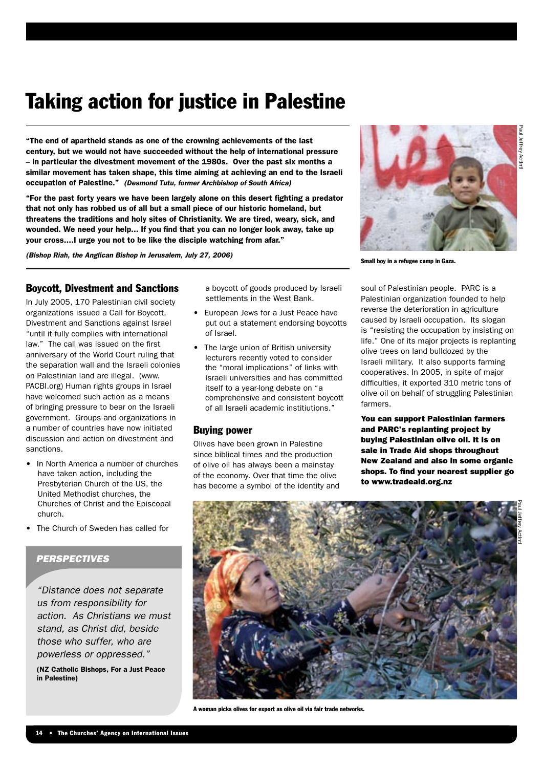# Taking action for justice in Palestine

**"The end of apartheid stands as one of the crowning achievements of the last century, but we would not have succeeded without the help of international pressure – in particular the divestment movement of the 1980s. Over the past six months a similar movement has taken shape, this time aiming at achieving an end to the Israeli occupation of Palestine."** ***(Desmond Tutu, former Archbishop of South Africa)***

**"For the past forty years we have been largely alone on this desert fighting a predator that not only has robbed us of all but a small piece of our historic homeland, but threatens the traditions and holy sites of Christianity. We are tired, weary, sick, and wounded. We need your help… If you find that you can no longer look away, take up your cross….I urge you not to be like the disciple watching from afar."**

***(Bishop Riah, the Anglican Bishop in Jerusalem, July 27, 2006)***

**Small boy in a refugee camp in Gaza.**

## Boycott, Divestment and Sanctions

In July 2005, 170 Palestinian civil society organizations issued a Call for Boycott, Divestment and Sanctions against Israel "until it fully complies with international law." The call was issued on the first anniversary of the World Court ruling that the separation wall and the Israeli colonies on Palestinian land are illegal. (www.PACBI.org) Human rights groups in Israel have welcomed such action as a means of bringing pressure to bear on the Israeli government. Groups and organizations in a number of countries have now initiated discussion and action on divestment and sanctions.

- In North America a number of churches have taken action, including the Presbyterian Church of the US, the United Methodist churches, the Churches of Christ and the Episcopal church.
- The Church of Sweden has called for a boycott of goods produced by Israeli settlements in the West Bank.
- European Jews for a Just Peace have put out a statement endorsing boycotts of Israel.
- The large union of British university lecturers recently voted to consider the "moral implications" of links with Israeli universities and has committed itself to a year-long debate on "a comprehensive and consistent boycott of all Israeli academic institiutions."

### *PERSPECTIVES*

*"Distance does not separate us from responsibility for action. As Christians we must stand, as Christ did, beside those who suffer, who are powerless or oppressed."*

**(NZ Catholic Bishops, For a Just Peace in Palestine)**

## Buying power

Olives have been grown in Palestine since biblical times and the production of olive oil has always been a mainstay of the economy. Over that time the olive has become a symbol of the identity and soul of Palestinian people. PARC is a Palestinian organization founded to help reverse the deterioration in agriculture caused by Israeli occupation. Its slogan is "resisting the occupation by insisting on life." One of its major projects is replanting olive trees on land bulldozed by the Israeli military. It also supports farming cooperatives. In 2005, in spite of major difficulties, it exported 310 metric tons of olive oil on behalf of struggling Palestinian farmers.

**You can support Palestinian farmers and PARC's replanting project by buying Palestinian olive oil. It is on sale in Trade Aid shops throughout New Zealand and also in some organic shops. To find your nearest supplier go to www.tradeaid.org.nz**

**A woman picks olives for export as olive oil via fair trade networks.**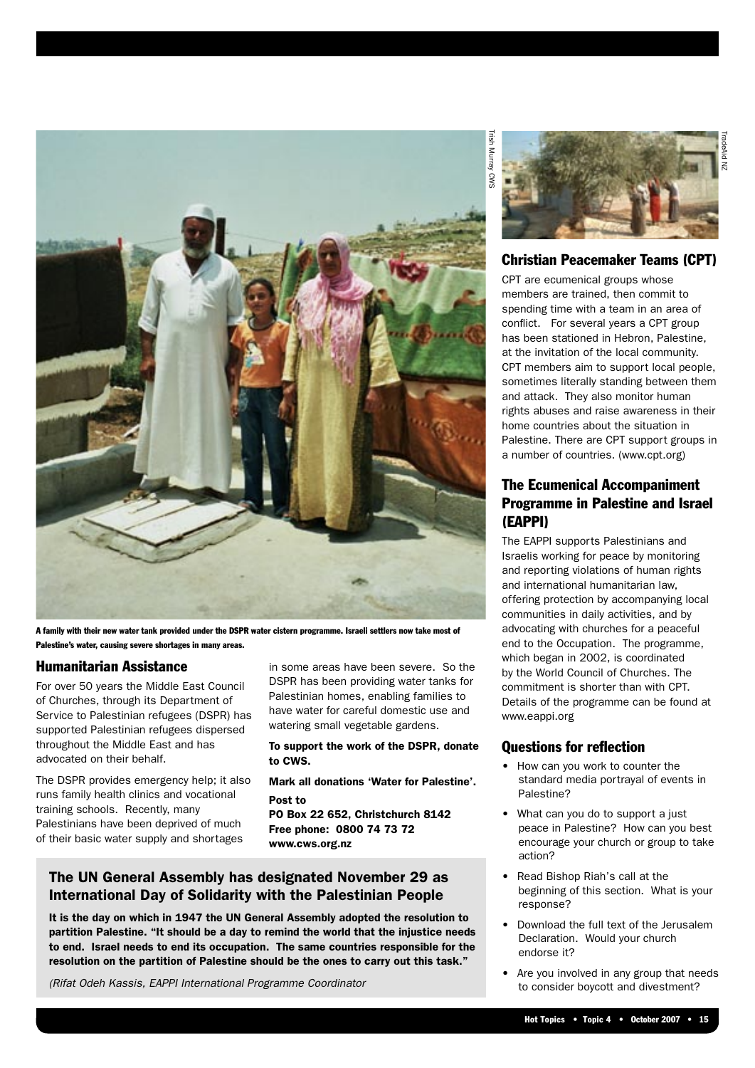A family with their new water tank provided under the DSPR water cistern programme. Israeli settlers now take most of Palestine's water, causing severe shortages in many areas.

## Humanitarian Assistance

For over 50 years the Middle East Council of Churches, through its Department of Service to Palestinian refugees (DSPR) has supported Palestinian refugees dispersed throughout the Middle East and has advocated on their behalf.

The DSPR provides emergency help; it also runs family health clinics and vocational training schools. Recently, many Palestinians have been deprived of much of their basic water supply and shortages in some areas have been severe. So the DSPR has been providing water tanks for Palestinian homes, enabling families to have water for careful domestic use and watering small vegetable gardens.

**To support the work of the DSPR, donate to CWS.**

**Mark all donations 'Water for Palestine'.**

**Post to**
**PO Box 22 652, Christchurch 8142**
**Free phone: 0800 74 73 72**
**www.cws.org.nz**

## The UN General Assembly has designated November 29 as International Day of Solidarity with the Palestinian People

**It is the day on which in 1947 the UN General Assembly adopted the resolution to partition Palestine. "It should be a day to remind the world that the injustice needs to end. Israel needs to end its occupation. The same countries responsible for the resolution on the partition of Palestine should be the ones to carry out this task."**

*(Rifat Odeh Kassis, EAPPI International Programme Coordinator*

## Christian Peacemaker Teams (CPT)

CPT are ecumenical groups whose members are trained, then commit to spending time with a team in an area of conflict. For several years a CPT group has been stationed in Hebron, Palestine, at the invitation of the local community. CPT members aim to support local people, sometimes literally standing between them and attack. They also monitor human rights abuses and raise awareness in their home countries about the situation in Palestine. There are CPT support groups in a number of countries. (www.cpt.org)

## The Ecumenical Accompaniment Programme in Palestine and Israel (EAPPI)

The EAPPI supports Palestinians and Israelis working for peace by monitoring and reporting violations of human rights and international humanitarian law, offering protection by accompanying local communities in daily activities, and by advocating with churches for a peaceful end to the Occupation. The programme, which began in 2002, is coordinated by the World Council of Churches. The commitment is shorter than with CPT. Details of the programme can be found at www.eappi.org

## Questions for reflection

- How can you work to counter the standard media portrayal of events in Palestine?
- What can you do to support a just peace in Palestine? How can you best encourage your church or group to take action?
- Read Bishop Riah's call at the beginning of this section. What is your response?
- Download the full text of the Jerusalem Declaration. Would your church endorse it?
- Are you involved in any group that needs to consider boycott and divestment?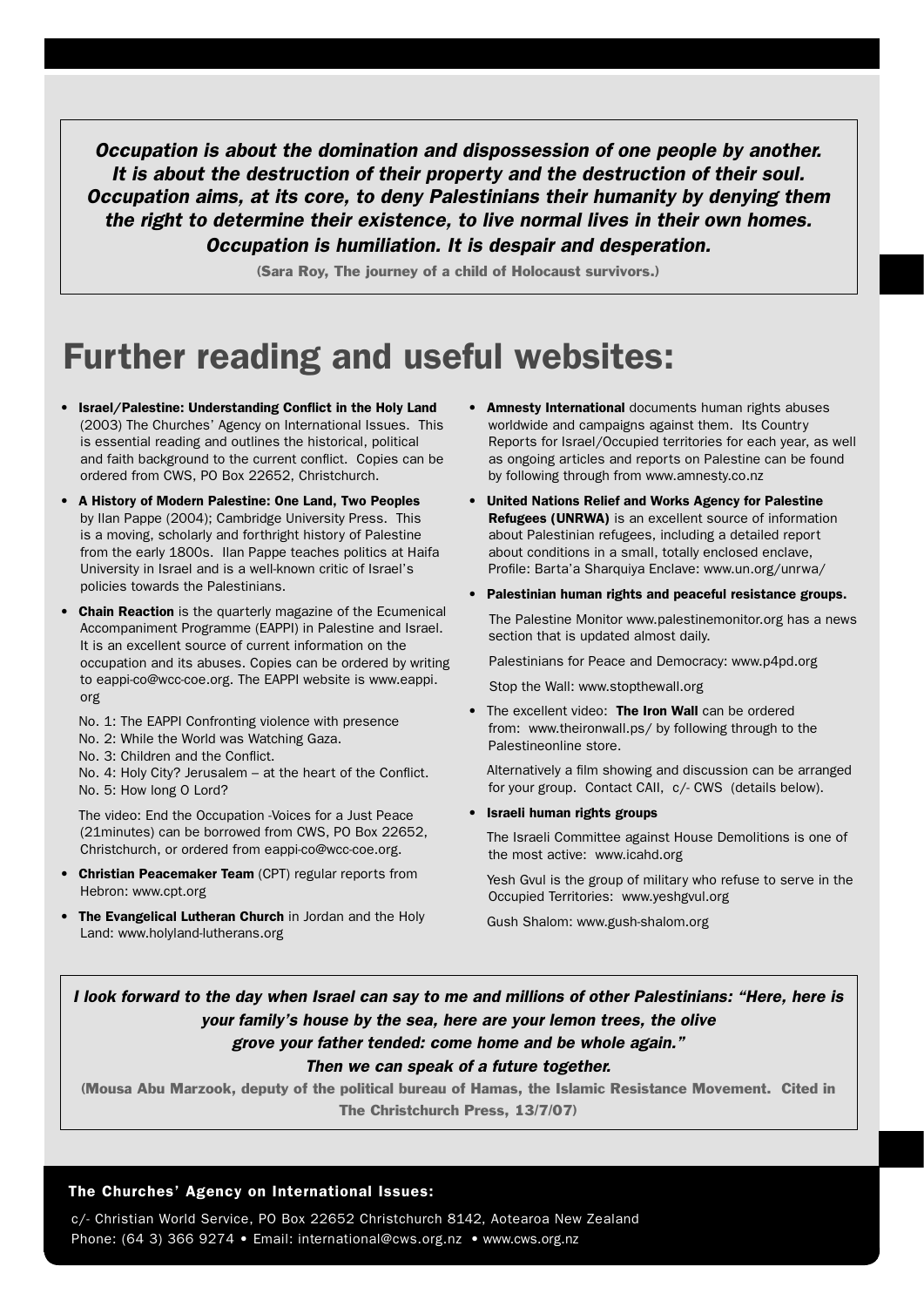***Occupation is about the domination and dispossession of one people by another. It is about the destruction of their property and the destruction of their soul. Occupation aims, at its core, to deny Palestinians their humanity by denying them the right to determine their existence, to live normal lives in their own homes. Occupation is humiliation. It is despair and desperation.***

**(Sara Roy, The journey of a child of Holocaust survivors.)**

# Further reading and useful websites:

- **Israel/Palestine: Understanding Conflict in the Holy Land** (2003) The Churches' Agency on International Issues. This is essential reading and outlines the historical, political and faith background to the current conflict. Copies can be ordered from CWS, PO Box 22652, Christchurch.
- **A History of Modern Palestine: One Land, Two Peoples** by Ilan Pappe (2004); Cambridge University Press. This is a moving, scholarly and forthright history of Palestine from the early 1800s. Ilan Pappe teaches politics at Haifa University in Israel and is a well-known critic of Israel's policies towards the Palestinians.
- **Chain Reaction** is the quarterly magazine of the Ecumenical Accompaniment Programme (EAPPI) in Palestine and Israel. It is an excellent source of current information on the occupation and its abuses. Copies can be ordered by writing to eappi-co@wcc-coe.org. The EAPPI website is www.eappi.org

  No. 1: The EAPPI Confronting violence with presence
  No. 2: While the World was Watching Gaza.
  No. 3: Children and the Conflict.
  No. 4: Holy City? Jerusalem – at the heart of the Conflict.
  No. 5: How long O Lord?

  The video: End the Occupation -Voices for a Just Peace (21minutes) can be borrowed from CWS, PO Box 22652, Christchurch, or ordered from eappi-co@wcc-coe.org.
- **Christian Peacemaker Team** (CPT) regular reports from Hebron: www.cpt.org
- **The Evangelical Lutheran Church** in Jordan and the Holy Land: www.holyland-lutherans.org
- **Amnesty International** documents human rights abuses worldwide and campaigns against them. Its Country Reports for Israel/Occupied territories for each year, as well as ongoing articles and reports on Palestine can be found by following through from www.amnesty.co.nz
- **United Nations Relief and Works Agency for Palestine Refugees (UNRWA)** is an excellent source of information about Palestinian refugees, including a detailed report about conditions in a small, totally enclosed enclave, Profile: Barta'a Sharquiya Enclave: www.un.org/unrwa/
- **Palestinian human rights and peaceful resistance groups.**

  The Palestine Monitor www.palestinemonitor.org has a news section that is updated almost daily.

  Palestinians for Peace and Democracy: www.p4pd.org

  Stop the Wall: www.stopthewall.org
- The excellent video: **The Iron Wall** can be ordered from: www.theironwall.ps/ by following through to the Palestineonline store.

  Alternatively a film showing and discussion can be arranged for your group. Contact CAII, c/- CWS (details below).
- **Israeli human rights groups**

  The Israeli Committee against House Demolitions is one of the most active: www.icahd.org

  Yesh Gvul is the group of military who refuse to serve in the Occupied Territories: www.yeshgvul.org

  Gush Shalom: www.gush-shalom.org

***I look forward to the day when Israel can say to me and millions of other Palestinians: "Here, here is your family's house by the sea, here are your lemon trees, the olive grove your father tended: come home and be whole again." Then we can speak of a future together.***

**(Mousa Abu Marzook, deputy of the political bureau of Hamas, the Islamic Resistance Movement. Cited in The Christchurch Press, 13/7/07)**

**The Churches' Agency on International Issues:**

c/- Christian World Service, PO Box 22652 Christchurch 8142, Aotearoa New Zealand
Phone: (64 3) 366 9274 • Email: international@cws.org.nz • www.cws.org.nz